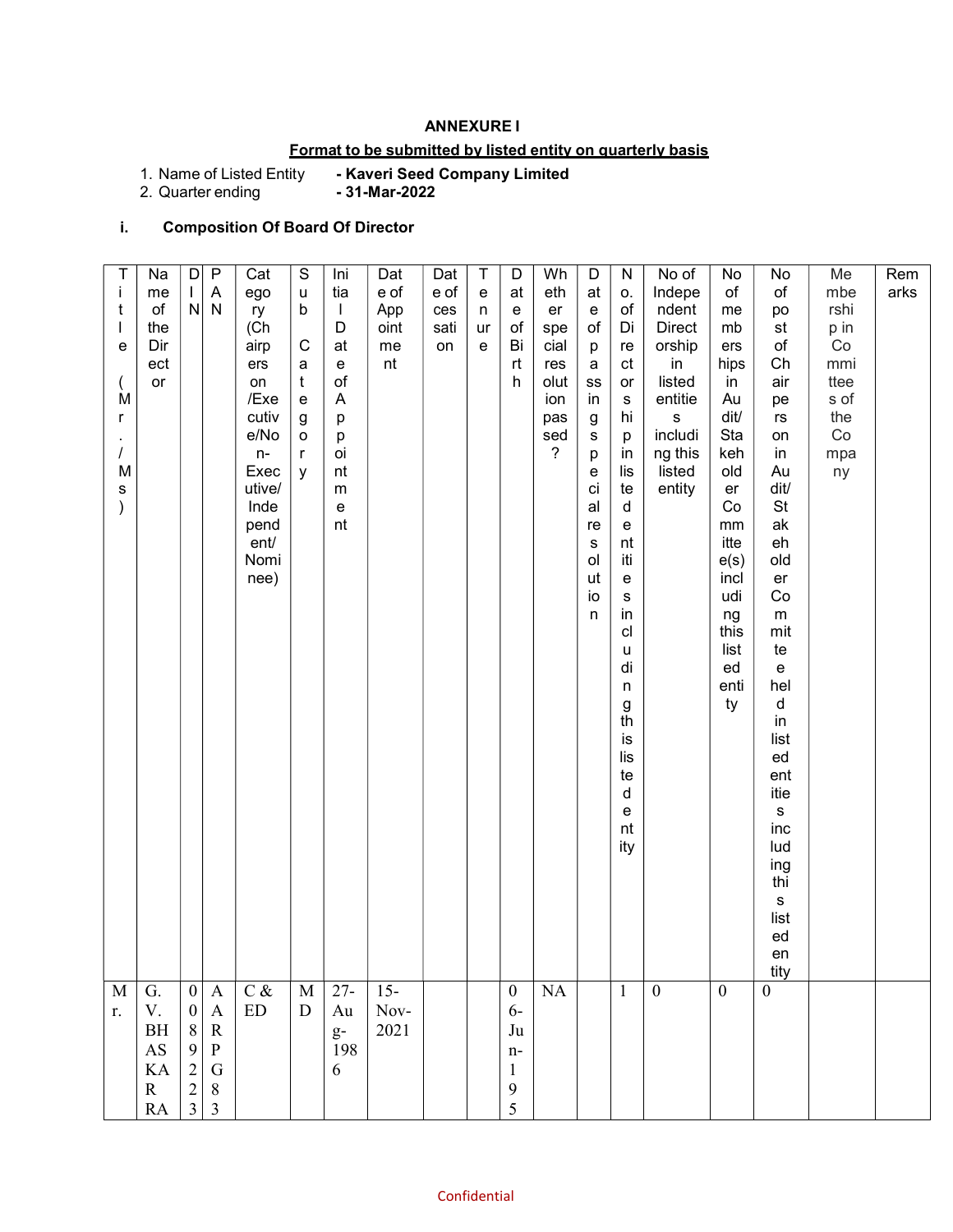**ANNEXURE I**

**Format to be submitted by listed entity on quarterly basis**

1. Name of Listed Entity - **Kaveri Seed Company Limited**
2. Quarter ending - **31-Mar-2022**

i. **Composition Of Board Of Director**

| Title (Mr./Ms) | Name of the Director | DIN | PAN | Category (Chairperson/Executive/Non-Executive/Independent/Nominee) | Sub Category | Initial Date of Appointment | Date of Appointment | Date of cessation | Tenure | Date of Birth | Whether special resolution passed? | Date of passing special resolution | No. of Directorship in listed entities including this listed entity | No of Independent Directorship in listed entities including this listed entity | No of memberships in Audit/Stakeholder Committee(s) including this listed entity | No of post of Chairperson in Audit/Stakeholder Committee held in listed entities including this listed entity | Membership in Committees of the Company | Remarks |
|---|---|---|---|---|---|---|---|---|---|---|---|---|---|---|---|---|---|---|
| Mr. | G. V. BHASKAR RAO | 00892232 | AARPG83 | C & ED | MD | 27-Aug-1986 | 15-Nov-2021 | | | 06-Jun-195 | NA | | 1 | 0 | 0 | 0 | | |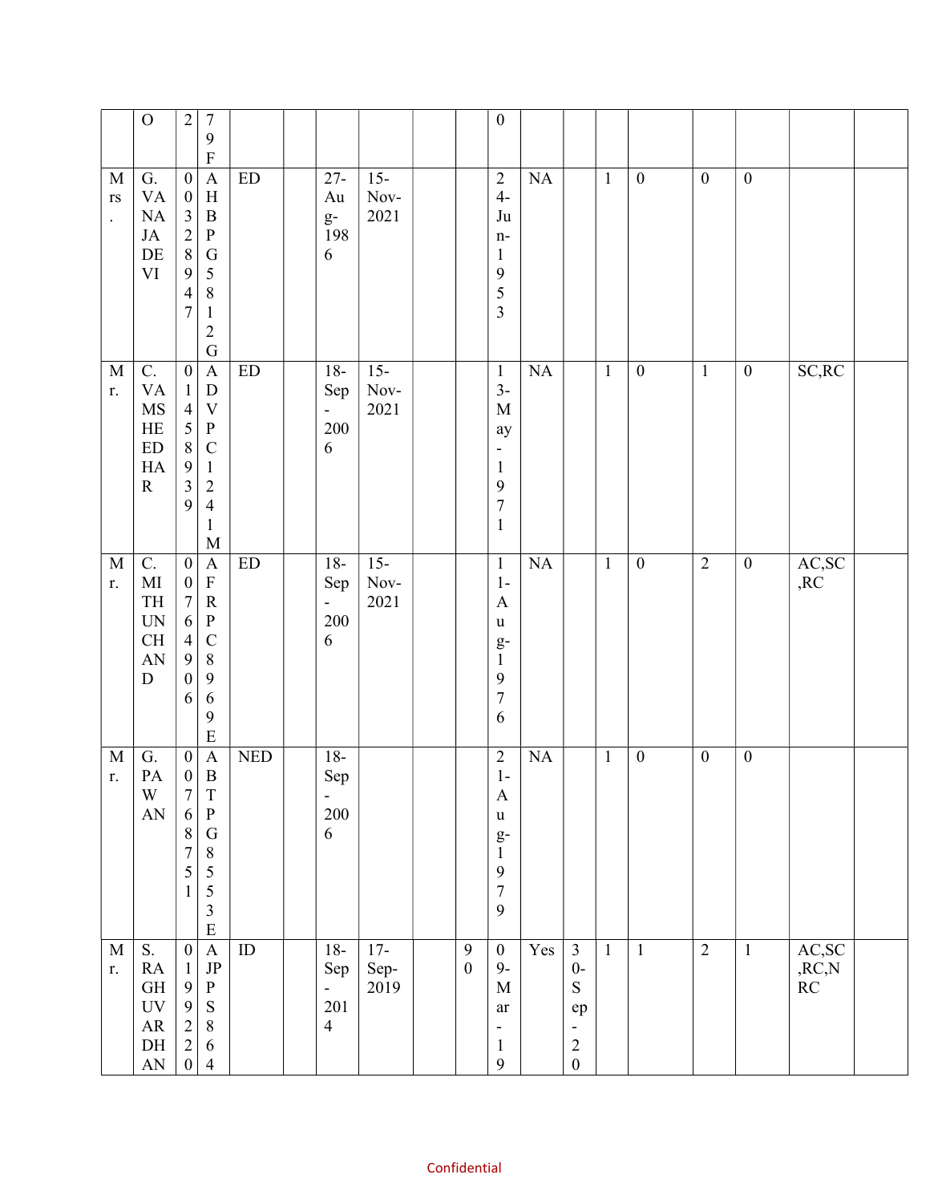| | | | | | | | | | | | | | | | | | | |
|---|---|---|---|---|---|---|---|---|---|---|---|---|---|---|---|---|---|---|
| | O | 2 | 79F | | | | | | | 0 | | | | | | | | |
| Mrs. | G. VANAJA DEVI | 00328947 | AHBPG5812G | ED | | 27-Aug-1986 | 15-Nov-2021 | | | 24-Jun-1953 | NA | | 1 | 0 | 0 | 0 | | |
| Mr. | C. VAMSHEEDHAR | 01458939 | ADVPC1241M | ED | | 18-Sep-2006 | 15-Nov-2021 | | | 13-May-1971 | NA | | 1 | 0 | 1 | 0 | SC,RC | |
| Mr. | C. MITHUNCHAND | 00764906 | AFRPC8969E | ED | | 18-Sep-2006 | 15-Nov-2021 | | | 11-Aug-1976 | NA | | 1 | 0 | 2 | 0 | AC,SC,RC | |
| Mr. | G. PAWAN | 00768751 | ABTPG8553E | NED | | 18-Sep-2006 | | | | 21-Aug-1979 | NA | | 1 | 0 | 0 | 0 | | |
| Mr. | S. RAGHUVARDHAN | 01992220 | AJPPS864 | ID | | 18-Sep-2014 | 17-Sep-2019 | | 90 | 09-Mar-19 | Yes | 30-Sep-20 | 1 | 1 | 2 | 1 | AC,SC,RC,NRC | |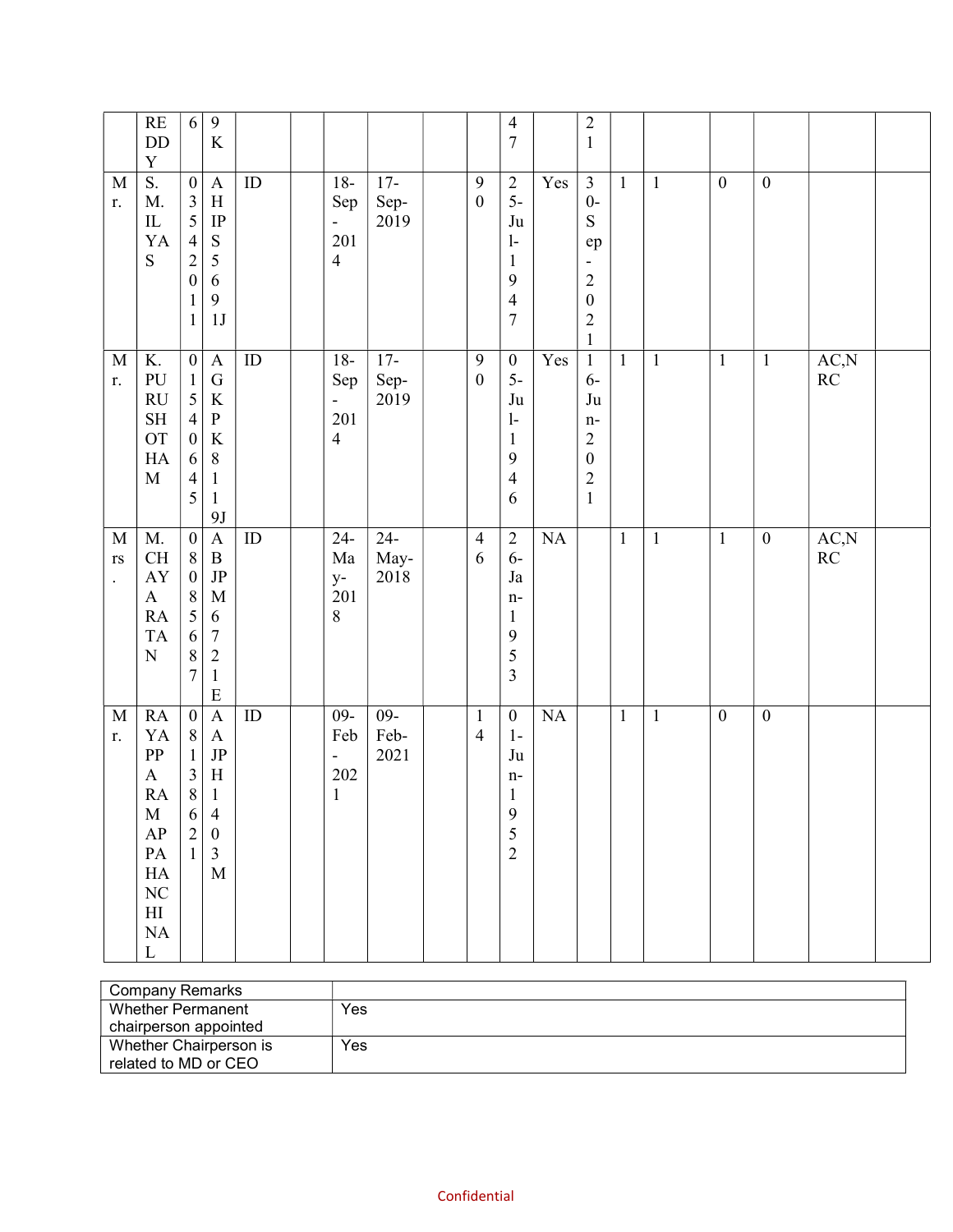| | | | | | | | | | | | | | | | | | | |
|---|---|---|---|---|---|---|---|---|---|---|---|---|---|---|---|---|---|---|
| | REDDY | 6 | 9K | | | | | | | 47 | | 21 | | | | | | |
| Mr. | S. M. ILYAS | 03542011 | AHIPS5691J | ID | | 18-Sep-2014 | 17-Sep-2019 | | 90 | 25-Jul-1947 | Yes | 30-Sep-2021 | 1 | 1 | 0 | 0 | | |
| Mr. | K. PURUSHOTHAM | 01540645 | AGKPK8119J | ID | | 18-Sep-2014 | 17-Sep-2019 | | 90 | 05-Jul-1946 | Yes | 16-Jun-2021 | 1 | 1 | 1 | 1 | AC,NRC | |
| Mrs. | M. CHAYA RATAN | 08085687 | ABJPM6721E | ID | | 24-May-2018 | 24-May-2018 | | 46 | 26-Jan-1953 | NA | | 1 | 1 | 1 | 0 | AC,NRC | |
| Mr. | RAYAPPA RAMAPPA HANCHINAL | 08138621 | AAJPH1403M | ID | | 09-Feb-2021 | 09-Feb-2021 | | 14 | 01-Jun-1952 | NA | | 1 | 1 | 0 | 0 | | |

| Company Remarks | |
|---|---|
| Whether Permanent chairperson appointed | Yes |
| Whether Chairperson is related to MD or CEO | Yes |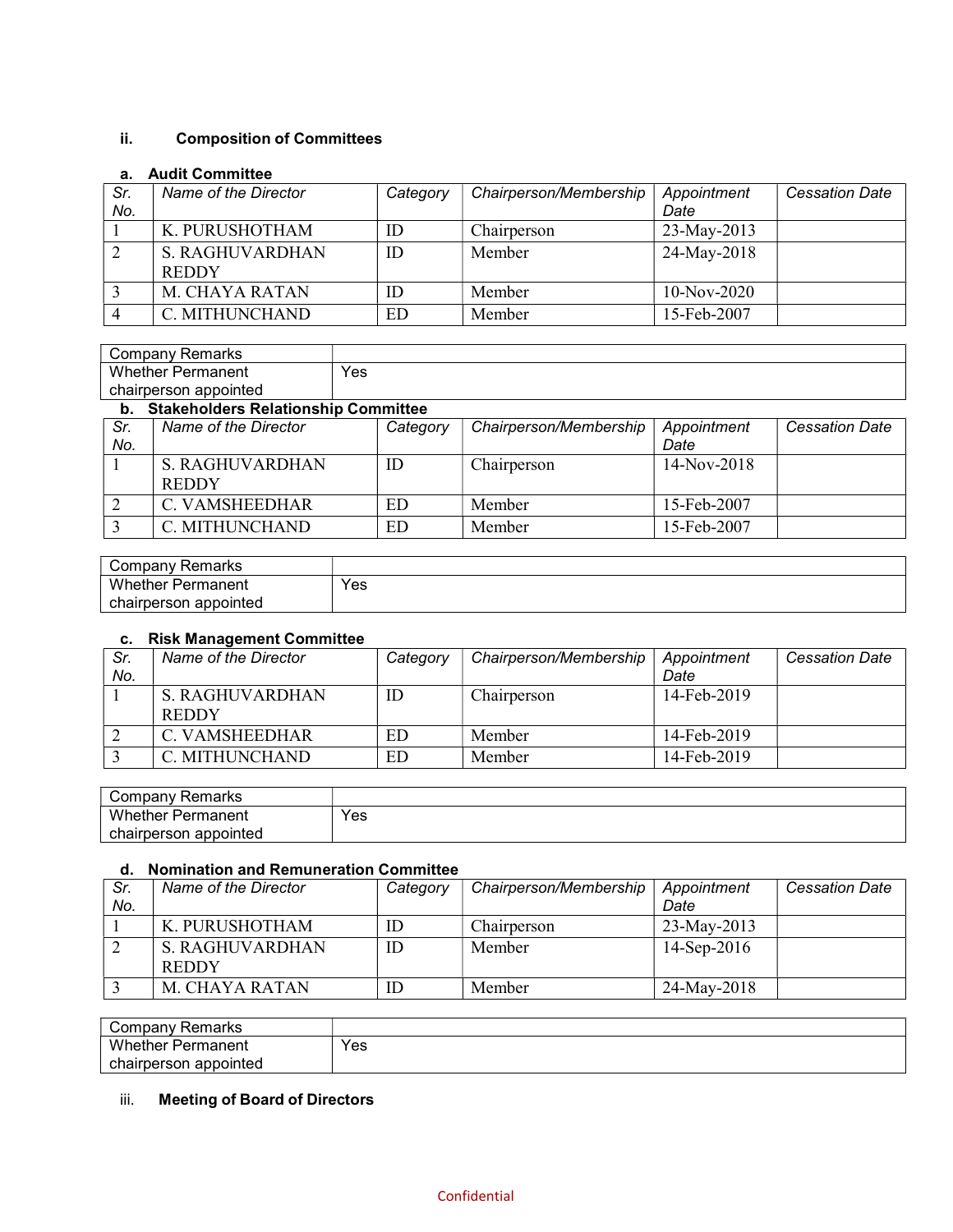### ii. Composition of Committees

#### a. Audit Committee

| Sr. No. | Name of the Director | Category | Chairperson/Membership | Appointment Date | Cessation Date |
|---|---|---|---|---|---|
| 1 | K. PURUSHOTHAM | ID | Chairperson | 23-May-2013 | |
| 2 | S. RAGHUVARDHAN REDDY | ID | Member | 24-May-2018 | |
| 3 | M. CHAYA RATAN | ID | Member | 10-Nov-2020 | |
| 4 | C. MITHUNCHAND | ED | Member | 15-Feb-2007 | |

| Company Remarks | |
|---|---|
| Whether Permanent chairperson appointed | Yes |

#### b. Stakeholders Relationship Committee

| Sr. No. | Name of the Director | Category | Chairperson/Membership | Appointment Date | Cessation Date |
|---|---|---|---|---|---|
| 1 | S. RAGHUVARDHAN REDDY | ID | Chairperson | 14-Nov-2018 | |
| 2 | C. VAMSHEEDHAR | ED | Member | 15-Feb-2007 | |
| 3 | C. MITHUNCHAND | ED | Member | 15-Feb-2007 | |

| Company Remarks | |
|---|---|
| Whether Permanent chairperson appointed | Yes |

#### c. Risk Management Committee

| Sr. No. | Name of the Director | Category | Chairperson/Membership | Appointment Date | Cessation Date |
|---|---|---|---|---|---|
| 1 | S. RAGHUVARDHAN REDDY | ID | Chairperson | 14-Feb-2019 | |
| 2 | C. VAMSHEEDHAR | ED | Member | 14-Feb-2019 | |
| 3 | C. MITHUNCHAND | ED | Member | 14-Feb-2019 | |

| Company Remarks | |
|---|---|
| Whether Permanent chairperson appointed | Yes |

#### d. Nomination and Remuneration Committee

| Sr. No. | Name of the Director | Category | Chairperson/Membership | Appointment Date | Cessation Date |
|---|---|---|---|---|---|
| 1 | K. PURUSHOTHAM | ID | Chairperson | 23-May-2013 | |
| 2 | S. RAGHUVARDHAN REDDY | ID | Member | 14-Sep-2016 | |
| 3 | M. CHAYA RATAN | ID | Member | 24-May-2018 | |

| Company Remarks | |
|---|---|
| Whether Permanent chairperson appointed | Yes |

### iii. Meeting of Board of Directors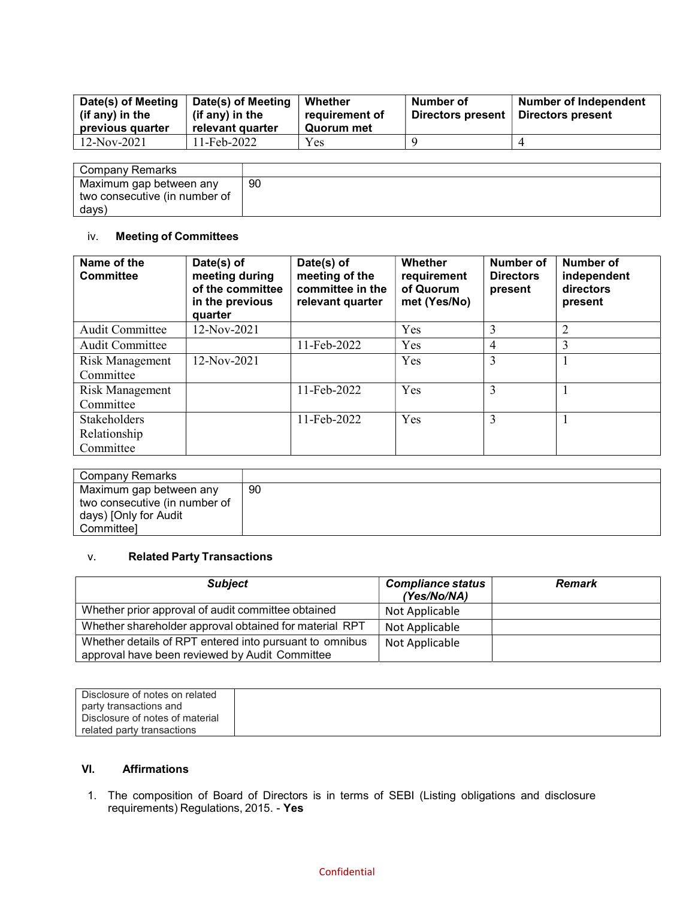| Date(s) of Meeting (if any) in the previous quarter | Date(s) of Meeting (if any) in the relevant quarter | Whether requirement of Quorum met | Number of Directors present | Number of Independent Directors present |
|---|---|---|---|---|
| 12-Nov-2021 | 11-Feb-2022 | Yes | 9 | 4 |

| Company Remarks | |
|---|---|
| Maximum gap between any two consecutive (in number of days) | 90 |

### iv. Meeting of Committees

| Name of the Committee | Date(s) of meeting during of the committee in the previous quarter | Date(s) of meeting of the committee in the relevant quarter | Whether requirement of Quorum met (Yes/No) | Number of Directors present | Number of independent directors present |
|---|---|---|---|---|---|
| Audit Committee | 12-Nov-2021 | | Yes | 3 | 2 |
| Audit Committee | | 11-Feb-2022 | Yes | 4 | 3 |
| Risk Management Committee | 12-Nov-2021 | | Yes | 3 | 1 |
| Risk Management Committee | | 11-Feb-2022 | Yes | 3 | 1 |
| Stakeholders Relationship Committee | | 11-Feb-2022 | Yes | 3 | 1 |

| Company Remarks | |
|---|---|
| Maximum gap between any two consecutive (in number of days) [Only for Audit Committee] | 90 |

### v. Related Party Transactions

| *Subject* | *Compliance status (Yes/No/NA)* | *Remark* |
|---|---|---|
| Whether prior approval of audit committee obtained | Not Applicable | |
| Whether shareholder approval obtained for material RPT | Not Applicable | |
| Whether details of RPT entered into pursuant to omnibus approval have been reviewed by Audit Committee | Not Applicable | |

| Disclosure of notes on related party transactions and Disclosure of notes of material related party transactions | |
|---|---|

### VI. Affirmations

1. The composition of Board of Directors is in terms of SEBI (Listing obligations and disclosure requirements) Regulations, 2015. - **Yes**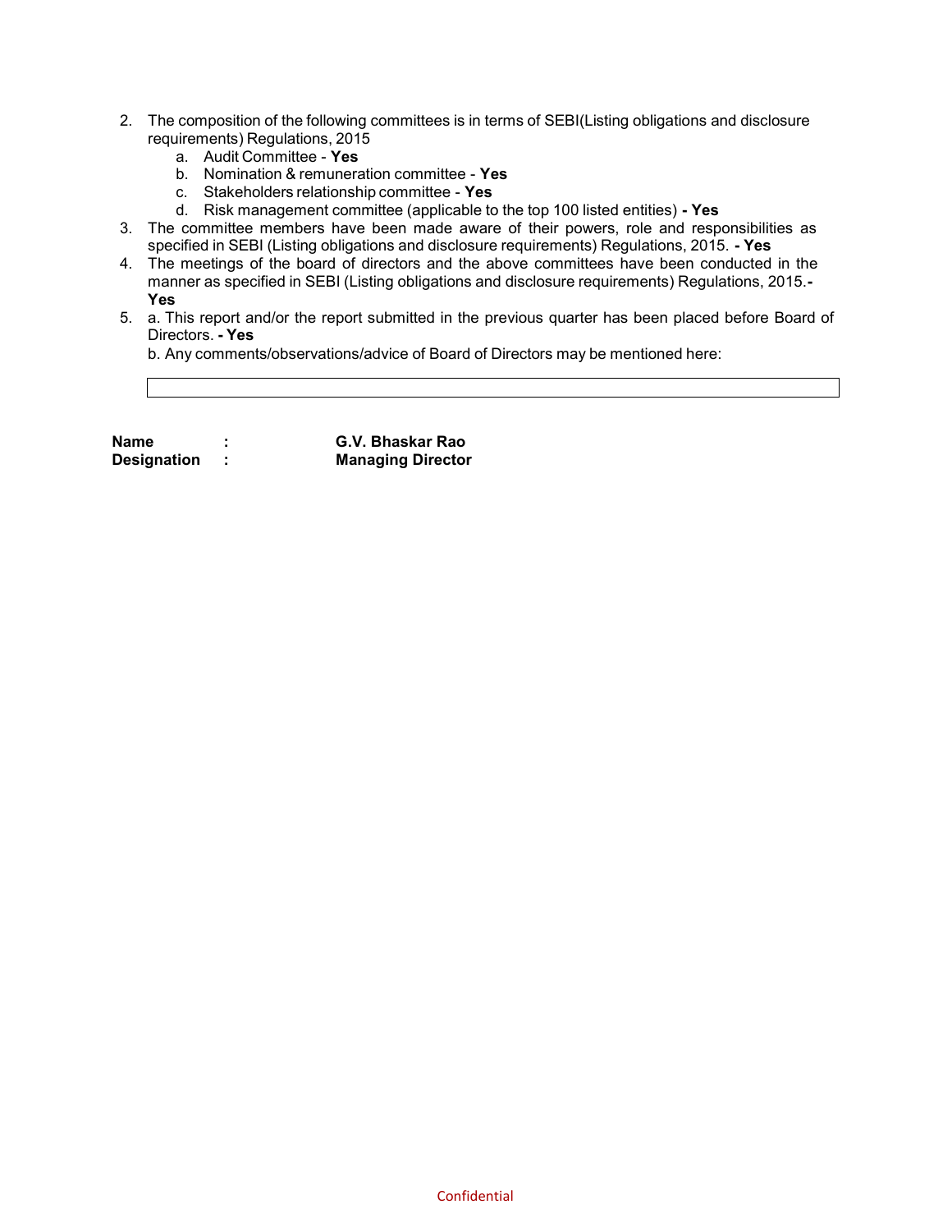2. The composition of the following committees is in terms of SEBI(Listing obligations and disclosure requirements) Regulations, 2015
    a. Audit Committee - **Yes**
    b. Nomination & remuneration committee - **Yes**
    c. Stakeholders relationship committee - **Yes**
    d. Risk management committee (applicable to the top 100 listed entities) **- Yes**
3. The committee members have been made aware of their powers, role and responsibilities as specified in SEBI (Listing obligations and disclosure requirements) Regulations, 2015. **- Yes**
4. The meetings of the board of directors and the above committees have been conducted in the manner as specified in SEBI (Listing obligations and disclosure requirements) Regulations, 2015.**- Yes**
5. a. This report and/or the report submitted in the previous quarter has been placed before Board of Directors. **- Yes**

   b. Any comments/observations/advice of Board of Directors may be mentioned here:

| |
|---|
| |

**Name** : **G.V. Bhaskar Rao**
**Designation** : **Managing Director**

Confidential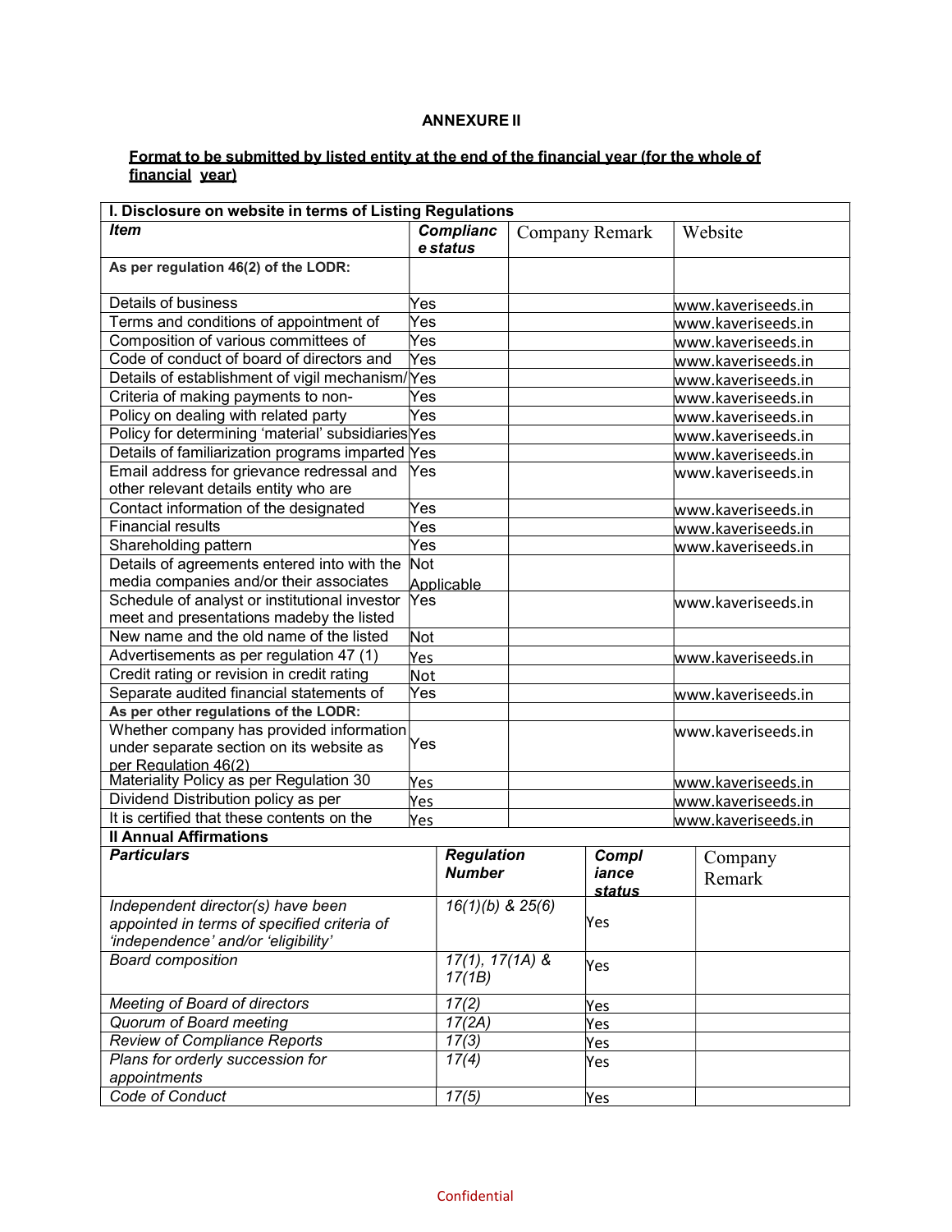## ANNEXURE II

**Format to be submitted by listed entity at the end of the financial year (for the whole of financial year)**

| **I. Disclosure on website in terms of Listing Regulations** | | | |
|---|---|---|---|
| ***Item*** | ***Compliance status*** | Company Remark | Website |
| **As per regulation 46(2) of the LODR:** | | | |
| Details of business | Yes | | www.kaveriseeds.in |
| Terms and conditions of appointment of | Yes | | www.kaveriseeds.in |
| Composition of various committees of | Yes | | www.kaveriseeds.in |
| Code of conduct of board of directors and | Yes | | www.kaveriseeds.in |
| Details of establishment of vigil mechanism/ | Yes | | www.kaveriseeds.in |
| Criteria of making payments to non- | Yes | | www.kaveriseeds.in |
| Policy on dealing with related party | Yes | | www.kaveriseeds.in |
| Policy for determining 'material' subsidiaries | Yes | | www.kaveriseeds.in |
| Details of familiarization programs imparted | Yes | | www.kaveriseeds.in |
| Email address for grievance redressal and other relevant details entity who are | Yes | | www.kaveriseeds.in |
| Contact information of the designated | Yes | | www.kaveriseeds.in |
| Financial results | Yes | | www.kaveriseeds.in |
| Shareholding pattern | Yes | | www.kaveriseeds.in |
| Details of agreements entered into with the media companies and/or their associates | Not Applicable | | |
| Schedule of analyst or institutional investor meet and presentations madeby the listed | Yes | | www.kaveriseeds.in |
| New name and the old name of the listed | Not | | |
| Advertisements as per regulation 47 (1) | Yes | | www.kaveriseeds.in |
| Credit rating or revision in credit rating | Not | | |
| Separate audited financial statements of | Yes | | www.kaveriseeds.in |
| **As per other regulations of the LODR:** | | | |
| Whether company has provided information under separate section on its website as per Regulation 46(2) | Yes | | www.kaveriseeds.in |
| Materiality Policy as per Regulation 30 | Yes | | www.kaveriseeds.in |
| Dividend Distribution policy as per | Yes | | www.kaveriseeds.in |
| It is certified that these contents on the | Yes | | www.kaveriseeds.in |

| **II Annual Affirmations** | | | |
|---|---|---|---|
| ***Particulars*** | ***Regulation Number*** | ***Compliance status*** | Company Remark |
| *Independent director(s) have been appointed in terms of specified criteria of 'independence' and/or 'eligibility'* | *16(1)(b) & 25(6)* | Yes | |
| *Board composition* | *17(1), 17(1A) & 17(1B)* | Yes | |
| *Meeting of Board of directors* | *17(2)* | Yes | |
| *Quorum of Board meeting* | *17(2A)* | Yes | |
| *Review of Compliance Reports* | *17(3)* | Yes | |
| *Plans for orderly succession for appointments* | *17(4)* | Yes | |
| *Code of Conduct* | *17(5)* | Yes | |

Confidential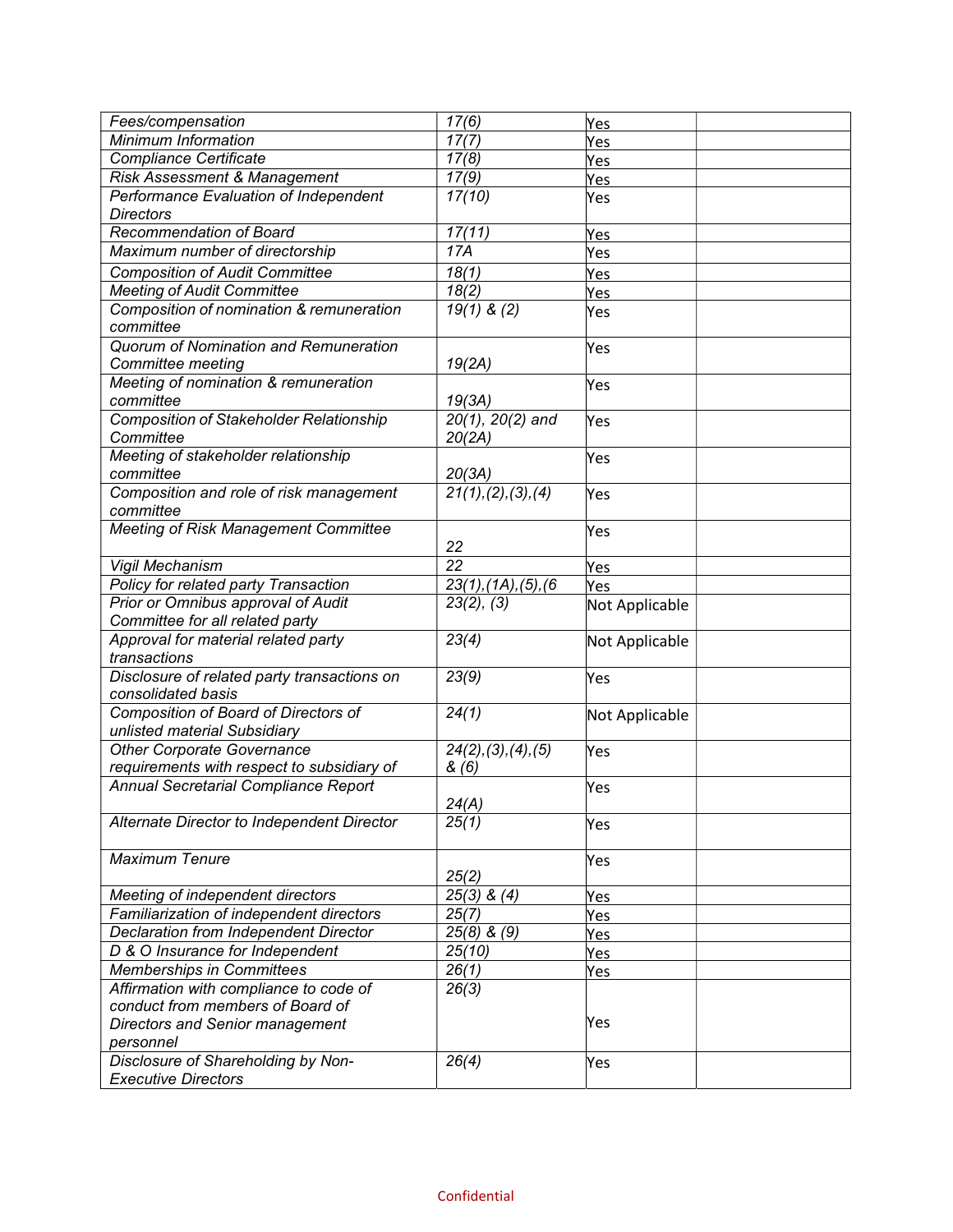| Fees/compensation | 17(6) | Yes | |
|---|---|---|---|
| Minimum Information | 17(7) | Yes | |
| Compliance Certificate | 17(8) | Yes | |
| Risk Assessment & Management | 17(9) | Yes | |
| Performance Evaluation of Independent Directors | 17(10) | Yes | |
| Recommendation of Board | 17(11) | Yes | |
| Maximum number of directorship | 17A | Yes | |
| Composition of Audit Committee | 18(1) | Yes | |
| Meeting of Audit Committee | 18(2) | Yes | |
| Composition of nomination & remuneration committee | 19(1) & (2) | Yes | |
| Quorum of Nomination and Remuneration Committee meeting | 19(2A) | Yes | |
| Meeting of nomination & remuneration committee | 19(3A) | Yes | |
| Composition of Stakeholder Relationship Committee | 20(1), 20(2) and 20(2A) | Yes | |
| Meeting of stakeholder relationship committee | 20(3A) | Yes | |
| Composition and role of risk management committee | 21(1),(2),(3),(4) | Yes | |
| Meeting of Risk Management Committee | 22 | Yes | |
| Vigil Mechanism | 22 | Yes | |
| Policy for related party Transaction | 23(1),(1A),(5),(6 | Yes | |
| Prior or Omnibus approval of Audit Committee for all related party | 23(2), (3) | Not Applicable | |
| Approval for material related party transactions | 23(4) | Not Applicable | |
| Disclosure of related party transactions on consolidated basis | 23(9) | Yes | |
| Composition of Board of Directors of unlisted material Subsidiary | 24(1) | Not Applicable | |
| Other Corporate Governance requirements with respect to subsidiary of | 24(2),(3),(4),(5) & (6) | Yes | |
| Annual Secretarial Compliance Report | 24(A) | Yes | |
| Alternate Director to Independent Director | 25(1) | Yes | |
| Maximum Tenure | 25(2) | Yes | |
| Meeting of independent directors | 25(3) & (4) | Yes | |
| Familiarization of independent directors | 25(7) | Yes | |
| Declaration from Independent Director | 25(8) & (9) | Yes | |
| D & O Insurance for Independent | 25(10) | Yes | |
| Memberships in Committees | 26(1) | Yes | |
| Affirmation with compliance to code of conduct from members of Board of Directors and Senior management personnel | 26(3) | Yes | |
| Disclosure of Shareholding by Non-Executive Directors | 26(4) | Yes | |

Confidential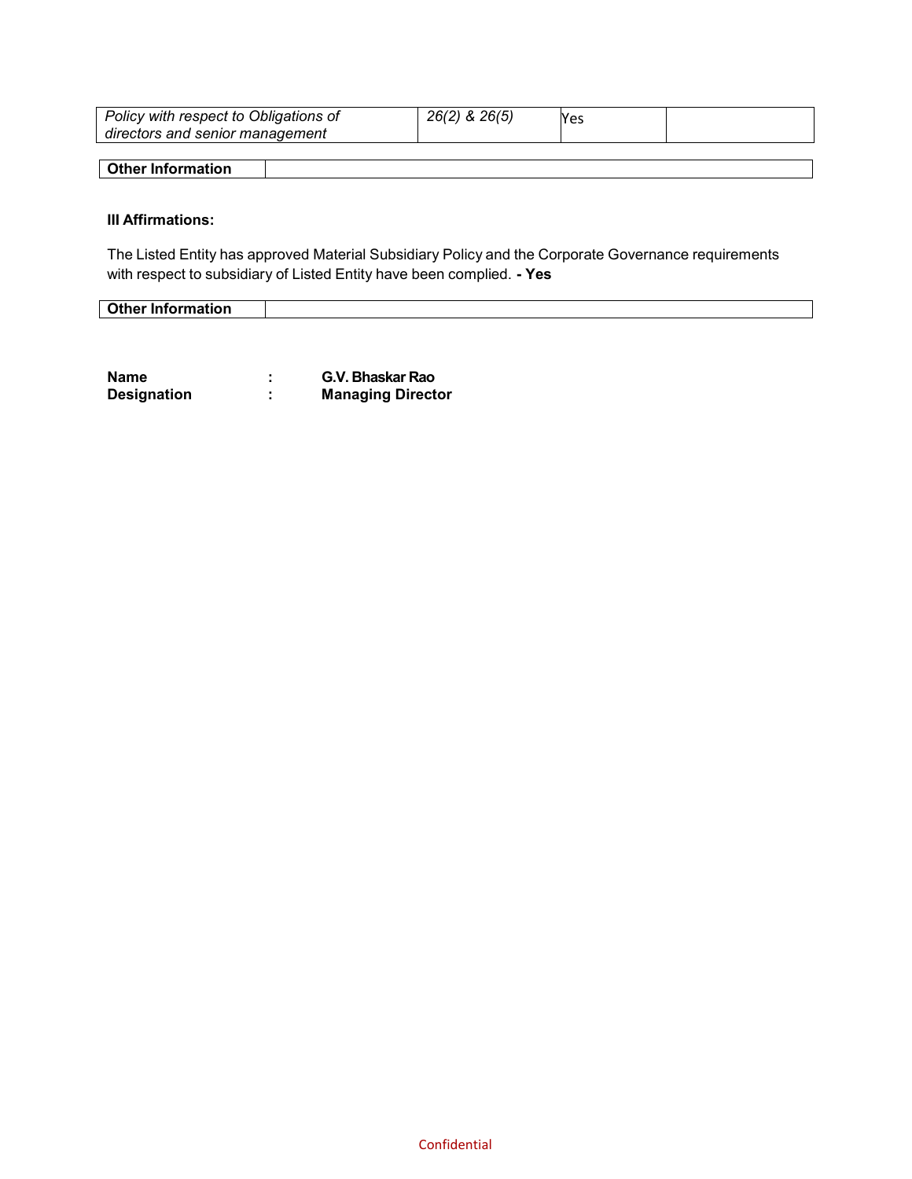| | | | |
|---|---|---|---|
| *Policy with respect to Obligations of directors and senior management* | *26(2) & 26(5)* | Yes | |

| | |
|---|---|
| **Other Information** | |

**III Affirmations:**

The Listed Entity has approved Material Subsidiary Policy and the Corporate Governance requirements with respect to subsidiary of Listed Entity have been complied. **- Yes**

| | |
|---|---|
| **Other Information** | |

**Name** : **G.V. Bhaskar Rao**
**Designation** : **Managing Director**

Confidential